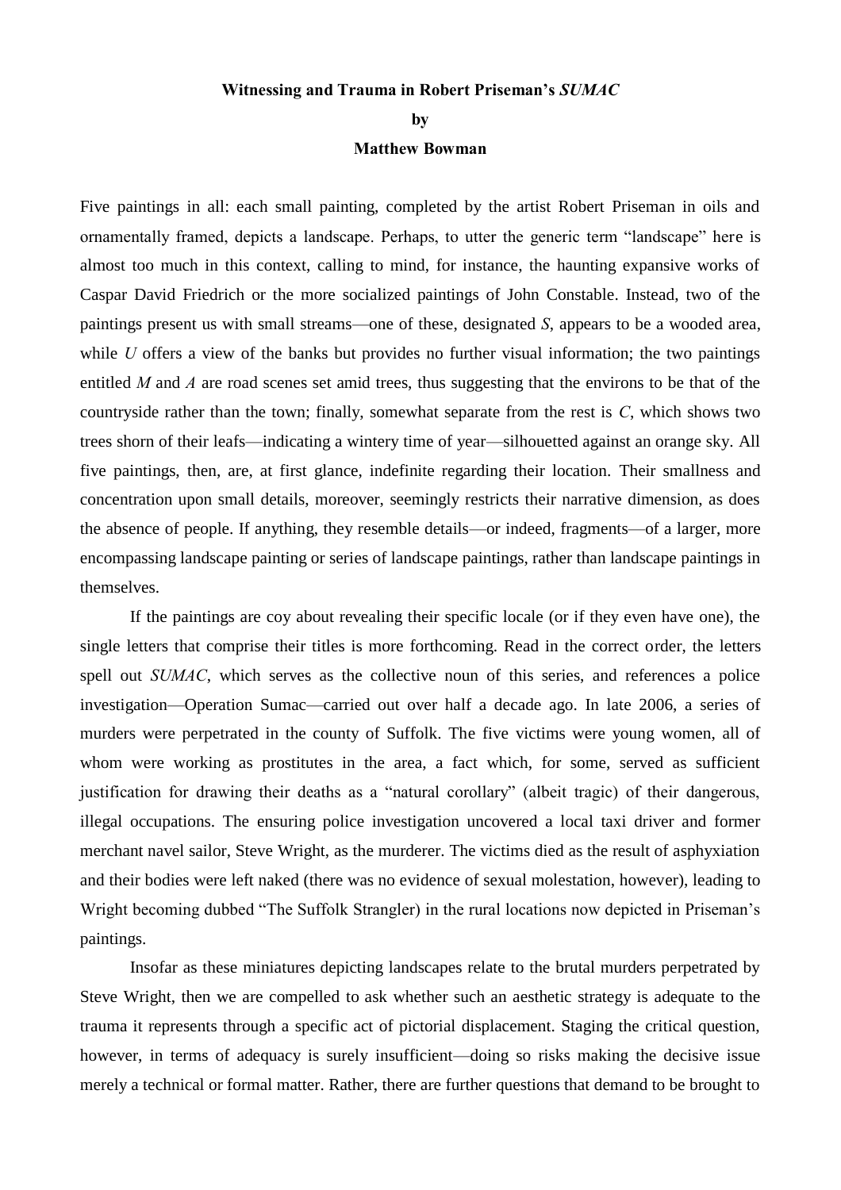**Witnessing and Trauma in Robert Priseman's *SUMAC***

**by**

**Matthew Bowman**

Five paintings in all: each small painting, completed by the artist Robert Priseman in oils and ornamentally framed, depicts a landscape. Perhaps, to utter the generic term "landscape" here is almost too much in this context, calling to mind, for instance, the haunting expansive works of Caspar David Friedrich or the more socialized paintings of John Constable. Instead, two of the paintings present us with small streams—one of these, designated *S*, appears to be a wooded area, while *U* offers a view of the banks but provides no further visual information; the two paintings entitled *M* and *A* are road scenes set amid trees, thus suggesting that the environs to be that of the countryside rather than the town; finally, somewhat separate from the rest is *C*, which shows two trees shorn of their leafs—indicating a wintery time of year—silhouetted against an orange sky. All five paintings, then, are, at first glance, indefinite regarding their location. Their smallness and concentration upon small details, moreover, seemingly restricts their narrative dimension, as does the absence of people. If anything, they resemble details—or indeed, fragments—of a larger, more encompassing landscape painting or series of landscape paintings, rather than landscape paintings in themselves.

If the paintings are coy about revealing their specific locale (or if they even have one), the single letters that comprise their titles is more forthcoming. Read in the correct order, the letters spell out *SUMAC*, which serves as the collective noun of this series, and references a police investigation—Operation Sumac—carried out over half a decade ago. In late 2006, a series of murders were perpetrated in the county of Suffolk. The five victims were young women, all of whom were working as prostitutes in the area, a fact which, for some, served as sufficient justification for drawing their deaths as a "natural corollary" (albeit tragic) of their dangerous, illegal occupations. The ensuring police investigation uncovered a local taxi driver and former merchant naval sailor, Steve Wright, as the murderer. The victims died as the result of asphyxiation and their bodies were left naked (there was no evidence of sexual molestation, however), leading to Wright becoming dubbed "The Suffolk Strangler) in the rural locations now depicted in Priseman's paintings.

Insofar as these miniatures depicting landscapes relate to the brutal murders perpetrated by Steve Wright, then we are compelled to ask whether such an aesthetic strategy is adequate to the trauma it represents through a specific act of pictorial displacement. Staging the critical question, however, in terms of adequacy is surely insufficient—doing so risks making the decisive issue merely a technical or formal matter. Rather, there are further questions that demand to be brought to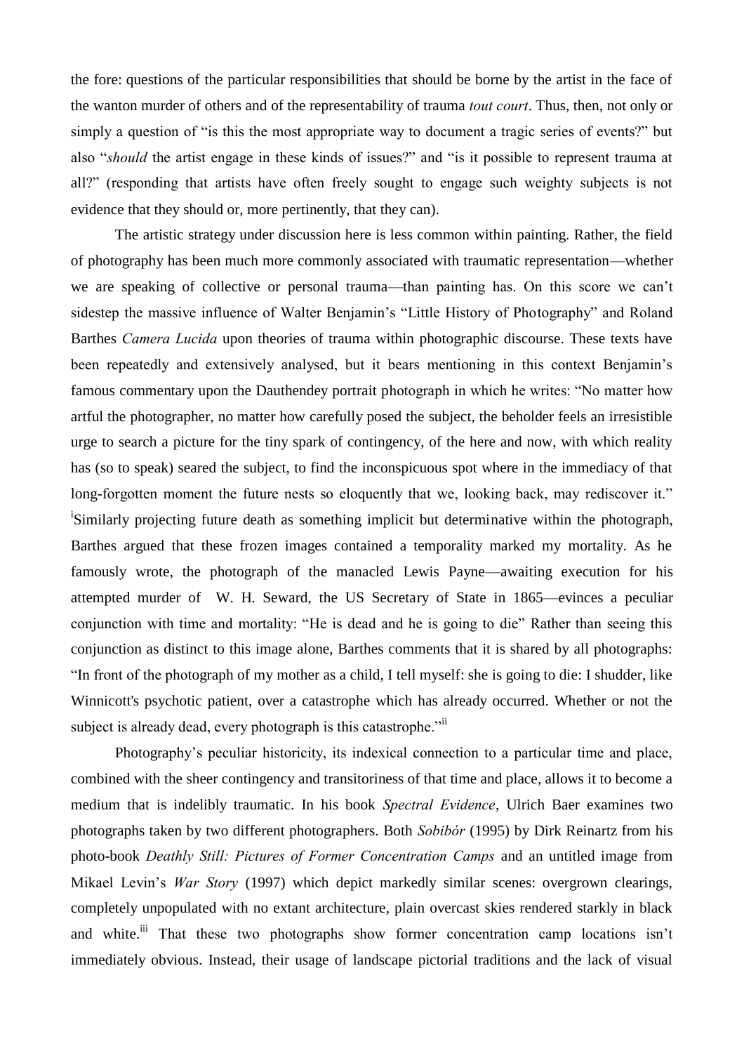the fore: questions of the particular responsibilities that should be borne by the artist in the face of the wanton murder of others and of the representability of trauma *tout court*. Thus, then, not only or simply a question of "is this the most appropriate way to document a tragic series of events?" but also "*should* the artist engage in these kinds of issues?" and "is it possible to represent trauma at all?" (responding that artists have often freely sought to engage such weighty subjects is not evidence that they should or, more pertinently, that they can).

The artistic strategy under discussion here is less common within painting. Rather, the field of photography has been much more commonly associated with traumatic representation—whether we are speaking of collective or personal trauma—than painting has. On this score we can't sidestep the massive influence of Walter Benjamin's "Little History of Photography" and Roland Barthes *Camera Lucida* upon theories of trauma within photographic discourse. These texts have been repeatedly and extensively analysed, but it bears mentioning in this context Benjamin's famous commentary upon the Dauthendey portrait photograph in which he writes: "No matter how artful the photographer, no matter how carefully posed the subject, the beholder feels an irresistible urge to search a picture for the tiny spark of contingency, of the here and now, with which reality has (so to speak) seared the subject, to find the inconspicuous spot where in the immediacy of that long-forgotten moment the future nests so eloquently that we, looking back, may rediscover it."[i] Similarly projecting future death as something implicit but determinative within the photograph, Barthes argued that these frozen images contained a temporality marked my mortality. As he famously wrote, the photograph of the manacled Lewis Payne—awaiting execution for his attempted murder of W. H. Seward, the US Secretary of State in 1865—evinces a peculiar conjunction with time and mortality: "He is dead and he is going to die" Rather than seeing this conjunction as distinct to this image alone, Barthes comments that it is shared by all photographs: "In front of the photograph of my mother as a child, I tell myself: she is going to die: I shudder, like Winnicott's psychotic patient, over a catastrophe which has already occurred. Whether or not the subject is already dead, every photograph is this catastrophe."[ii]

Photography's peculiar historicity, its indexical connection to a particular time and place, combined with the sheer contingency and transitoriness of that time and place, allows it to become a medium that is indelibly traumatic. In his book *Spectral Evidence*, Ulrich Baer examines two photographs taken by two different photographers. Both *Sobibór* (1995) by Dirk Reinartz from his photo-book *Deathly Still: Pictures of Former Concentration Camps* and an untitled image from Mikael Levin's *War Story* (1997) which depict markedly similar scenes: overgrown clearings, completely unpopulated with no extant architecture, plain overcast skies rendered starkly in black and white.[iii] That these two photographs show former concentration camp locations isn't immediately obvious. Instead, their usage of landscape pictorial traditions and the lack of visual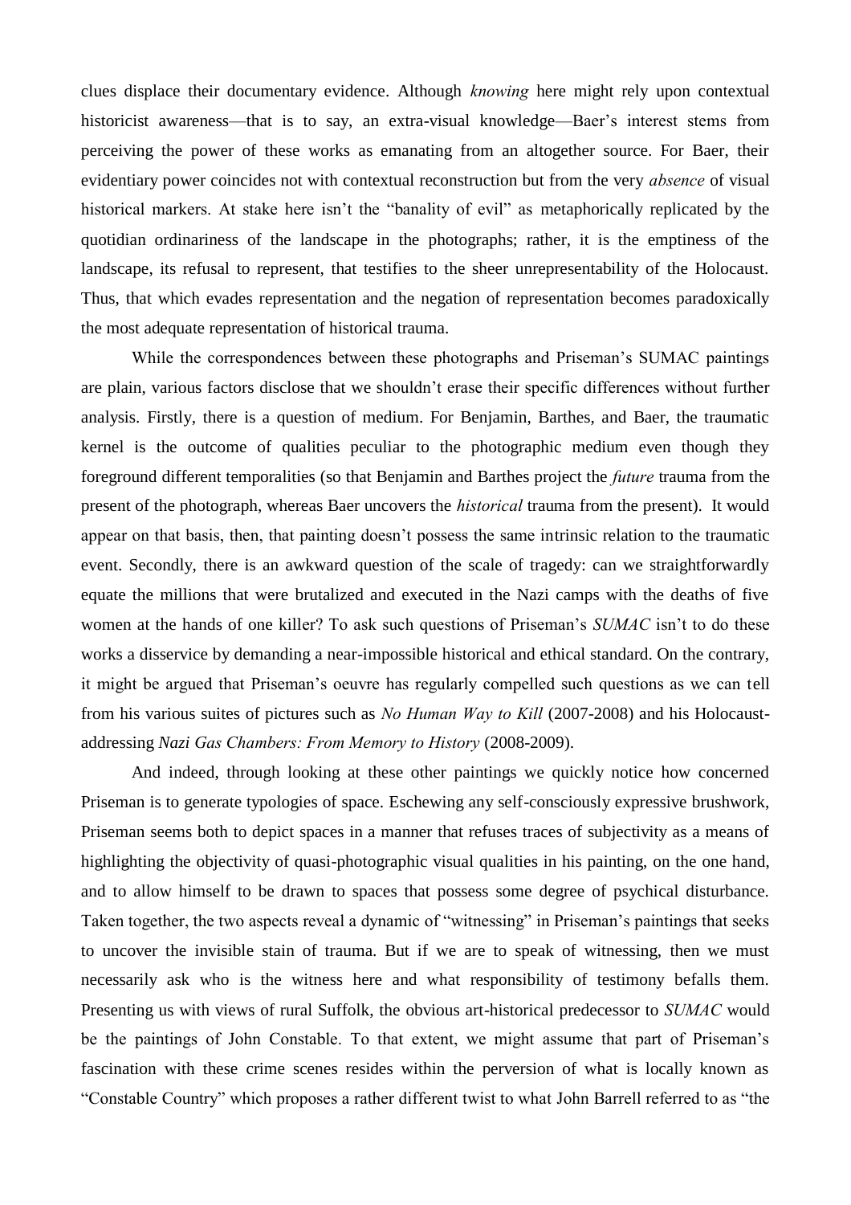clues displace their documentary evidence. Although *knowing* here might rely upon contextual historicist awareness—that is to say, an extra-visual knowledge—Baer's interest stems from perceiving the power of these works as emanating from an altogether source. For Baer, their evidentiary power coincides not with contextual reconstruction but from the very *absence* of visual historical markers. At stake here isn't the "banality of evil" as metaphorically replicated by the quotidian ordinariness of the landscape in the photographs; rather, it is the emptiness of the landscape, its refusal to represent, that testifies to the sheer unrepresentability of the Holocaust. Thus, that which evades representation and the negation of representation becomes paradoxically the most adequate representation of historical trauma.

While the correspondences between these photographs and Priseman's SUMAC paintings are plain, various factors disclose that we shouldn't erase their specific differences without further analysis. Firstly, there is a question of medium. For Benjamin, Barthes, and Baer, the traumatic kernel is the outcome of qualities peculiar to the photographic medium even though they foreground different temporalities (so that Benjamin and Barthes project the *future* trauma from the present of the photograph, whereas Baer uncovers the *historical* trauma from the present). It would appear on that basis, then, that painting doesn't possess the same intrinsic relation to the traumatic event. Secondly, there is an awkward question of the scale of tragedy: can we straightforwardly equate the millions that were brutalized and executed in the Nazi camps with the deaths of five women at the hands of one killer? To ask such questions of Priseman's *SUMAC* isn't to do these works a disservice by demanding a near-impossible historical and ethical standard. On the contrary, it might be argued that Priseman's oeuvre has regularly compelled such questions as we can tell from his various suites of pictures such as *No Human Way to Kill* (2007-2008) and his Holocaust-addressing *Nazi Gas Chambers: From Memory to History* (2008-2009).

And indeed, through looking at these other paintings we quickly notice how concerned Priseman is to generate typologies of space. Eschewing any self-consciously expressive brushwork, Priseman seems both to depict spaces in a manner that refuses traces of subjectivity as a means of highlighting the objectivity of quasi-photographic visual qualities in his painting, on the one hand, and to allow himself to be drawn to spaces that possess some degree of psychical disturbance. Taken together, the two aspects reveal a dynamic of "witnessing" in Priseman's paintings that seeks to uncover the invisible stain of trauma. But if we are to speak of witnessing, then we must necessarily ask who is the witness here and what responsibility of testimony befalls them. Presenting us with views of rural Suffolk, the obvious art-historical predecessor to *SUMAC* would be the paintings of John Constable. To that extent, we might assume that part of Priseman's fascination with these crime scenes resides within the perversion of what is locally known as "Constable Country" which proposes a rather different twist to what John Barrell referred to as "the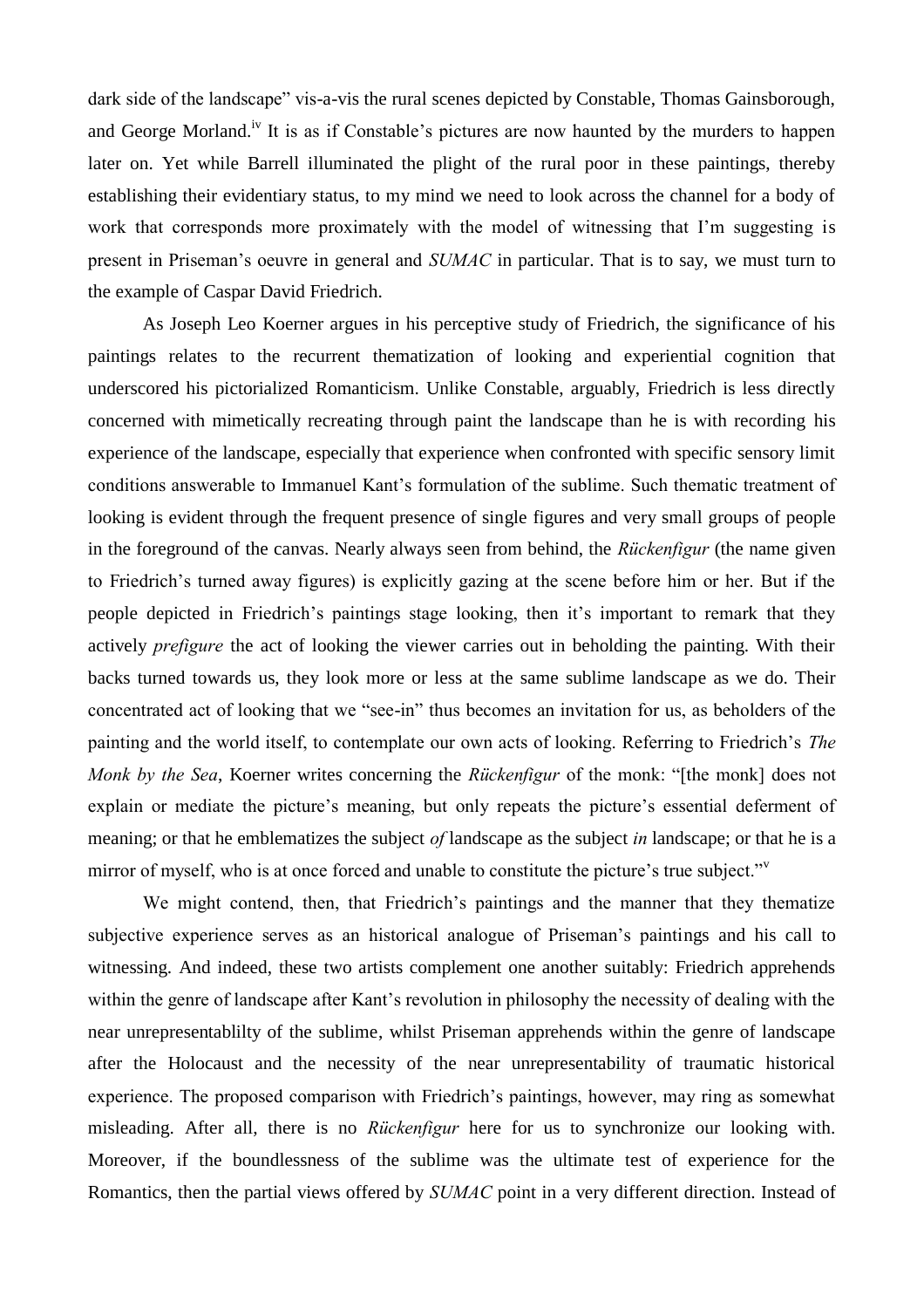dark side of the landscape" vis-a-vis the rural scenes depicted by Constable, Thomas Gainsborough, and George Morland.[iv] It is as if Constable's pictures are now haunted by the murders to happen later on. Yet while Barrell illuminated the plight of the rural poor in these paintings, thereby establishing their evidentiary status, to my mind we need to look across the channel for a body of work that corresponds more proximately with the model of witnessing that I'm suggesting is present in Priseman's oeuvre in general and *SUMAC* in particular. That is to say, we must turn to the example of Caspar David Friedrich.

As Joseph Leo Koerner argues in his perceptive study of Friedrich, the significance of his paintings relates to the recurrent thematization of looking and experiential cognition that underscored his pictorialized Romanticism. Unlike Constable, arguably, Friedrich is less directly concerned with mimetically recreating through paint the landscape than he is with recording his experience of the landscape, especially that experience when confronted with specific sensory limit conditions answerable to Immanuel Kant's formulation of the sublime. Such thematic treatment of looking is evident through the frequent presence of single figures and very small groups of people in the foreground of the canvas. Nearly always seen from behind, the *Rückenfigur* (the name given to Friedrich's turned away figures) is explicitly gazing at the scene before him or her. But if the people depicted in Friedrich's paintings stage looking, then it's important to remark that they actively *prefigure* the act of looking the viewer carries out in beholding the painting. With their backs turned towards us, they look more or less at the same sublime landscape as we do. Their concentrated act of looking that we "see-in" thus becomes an invitation for us, as beholders of the painting and the world itself, to contemplate our own acts of looking. Referring to Friedrich's *The Monk by the Sea*, Koerner writes concerning the *Rückenfigur* of the monk: "[the monk] does not explain or mediate the picture's meaning, but only repeats the picture's essential deferment of meaning; or that he emblematizes the subject *of* landscape as the subject *in* landscape; or that he is a mirror of myself, who is at once forced and unable to constitute the picture's true subject."[v]

We might contend, then, that Friedrich's paintings and the manner that they thematize subjective experience serves as an historical analogue of Priseman's paintings and his call to witnessing. And indeed, these two artists complement one another suitably: Friedrich apprehends within the genre of landscape after Kant's revolution in philosophy the necessity of dealing with the near unrepresentablilty of the sublime, whilst Priseman apprehends within the genre of landscape after the Holocaust and the necessity of the near unrepresentability of traumatic historical experience. The proposed comparison with Friedrich's paintings, however, may ring as somewhat misleading. After all, there is no *Rückenfigur* here for us to synchronize our looking with. Moreover, if the boundlessness of the sublime was the ultimate test of experience for the Romantics, then the partial views offered by *SUMAC* point in a very different direction. Instead of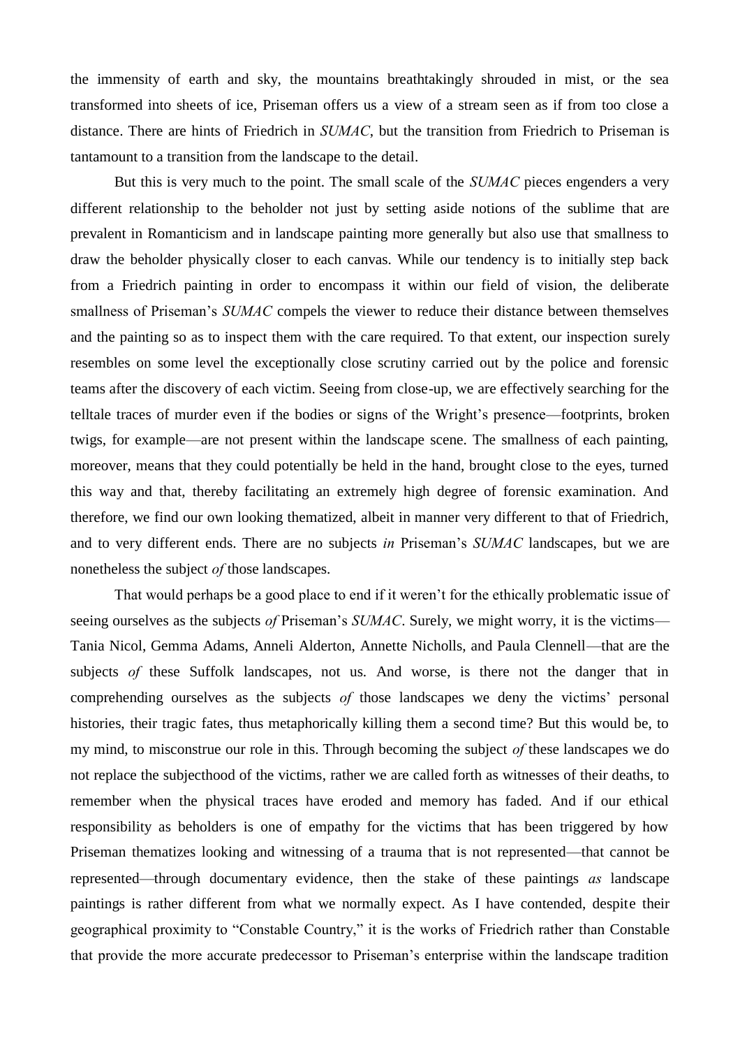the immensity of earth and sky, the mountains breathtakingly shrouded in mist, or the sea transformed into sheets of ice, Priseman offers us a view of a stream seen as if from too close a distance. There are hints of Friedrich in *SUMAC*, but the transition from Friedrich to Priseman is tantamount to a transition from the landscape to the detail.

But this is very much to the point. The small scale of the *SUMAC* pieces engenders a very different relationship to the beholder not just by setting aside notions of the sublime that are prevalent in Romanticism and in landscape painting more generally but also use that smallness to draw the beholder physically closer to each canvas. While our tendency is to initially step back from a Friedrich painting in order to encompass it within our field of vision, the deliberate smallness of Priseman's *SUMAC* compels the viewer to reduce their distance between themselves and the painting so as to inspect them with the care required. To that extent, our inspection surely resembles on some level the exceptionally close scrutiny carried out by the police and forensic teams after the discovery of each victim. Seeing from close-up, we are effectively searching for the telltale traces of murder even if the bodies or signs of the Wright's presence—footprints, broken twigs, for example—are not present within the landscape scene. The smallness of each painting, moreover, means that they could potentially be held in the hand, brought close to the eyes, turned this way and that, thereby facilitating an extremely high degree of forensic examination. And therefore, we find our own looking thematized, albeit in manner very different to that of Friedrich, and to very different ends. There are no subjects *in* Priseman's *SUMAC* landscapes, but we are nonetheless the subject *of* those landscapes.

That would perhaps be a good place to end if it weren't for the ethically problematic issue of seeing ourselves as the subjects *of* Priseman's *SUMAC*. Surely, we might worry, it is the victims—Tania Nicol, Gemma Adams, Anneli Alderton, Annette Nicholls, and Paula Clennell—that are the subjects *of* these Suffolk landscapes, not us. And worse, is there not the danger that in comprehending ourselves as the subjects *of* those landscapes we deny the victims' personal histories, their tragic fates, thus metaphorically killing them a second time? But this would be, to my mind, to misconstrue our role in this. Through becoming the subject *of* these landscapes we do not replace the subjecthood of the victims, rather we are called forth as witnesses of their deaths, to remember when the physical traces have eroded and memory has faded. And if our ethical responsibility as beholders is one of empathy for the victims that has been triggered by how Priseman thematizes looking and witnessing of a trauma that is not represented—that cannot be represented—through documentary evidence, then the stake of these paintings *as* landscape paintings is rather different from what we normally expect. As I have contended, despite their geographical proximity to "Constable Country," it is the works of Friedrich rather than Constable that provide the more accurate predecessor to Priseman's enterprise within the landscape tradition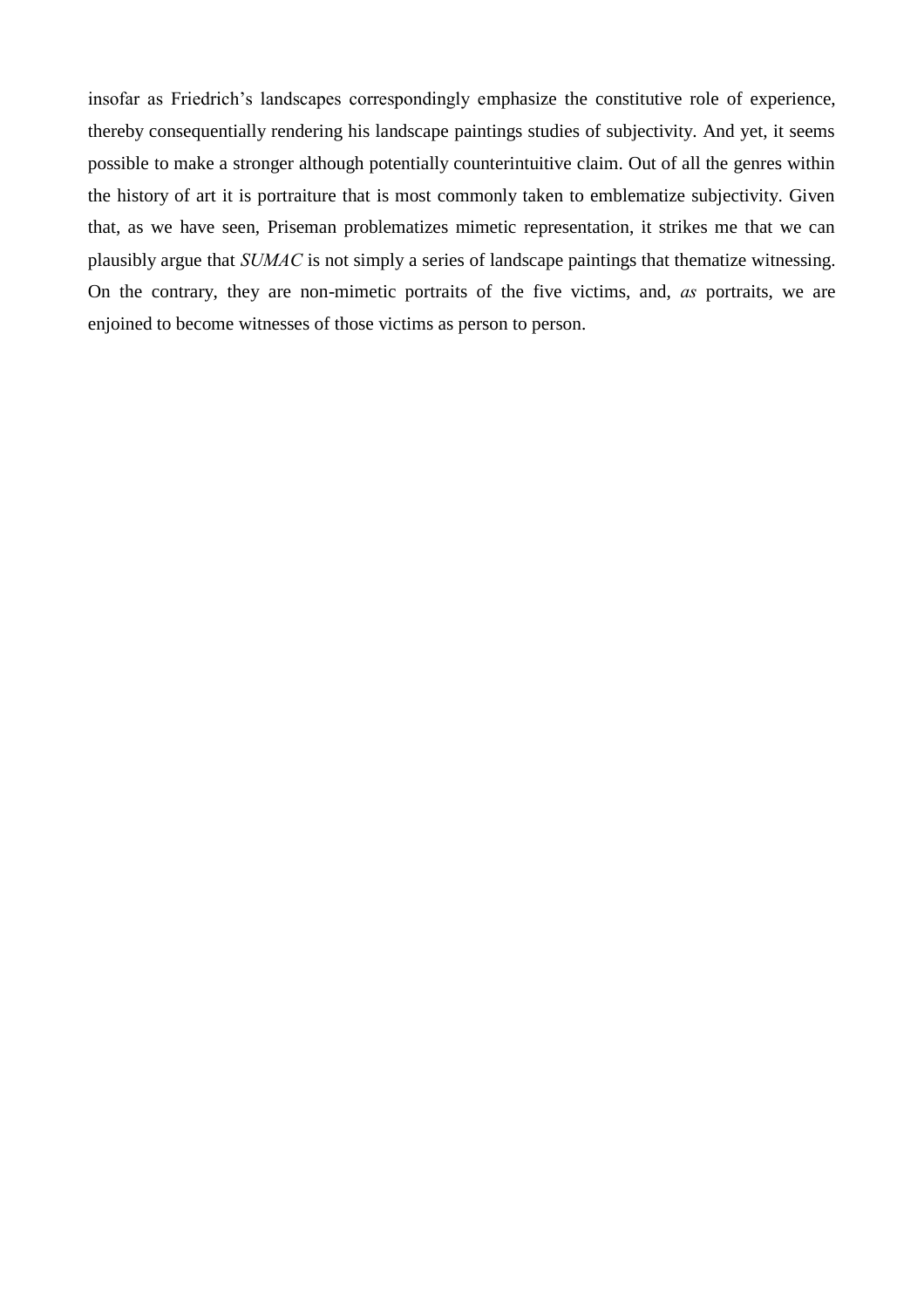insofar as Friedrich's landscapes correspondingly emphasize the constitutive role of experience, thereby consequentially rendering his landscape paintings studies of subjectivity. And yet, it seems possible to make a stronger although potentially counterintuitive claim. Out of all the genres within the history of art it is portraiture that is most commonly taken to emblematize subjectivity. Given that, as we have seen, Priseman problematizes mimetic representation, it strikes me that we can plausibly argue that *SUMAC* is not simply a series of landscape paintings that thematize witnessing. On the contrary, they are non-mimetic portraits of the five victims, and, *as* portraits, we are enjoined to become witnesses of those victims as person to person.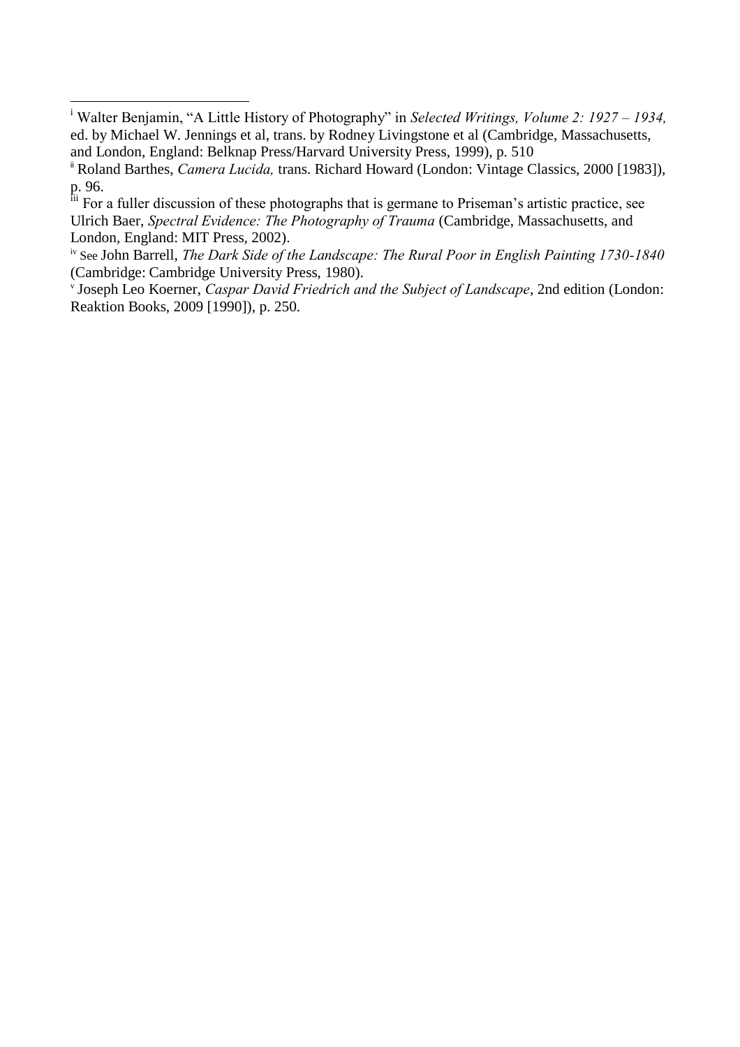[i] Walter Benjamin, "A Little History of Photography" in *Selected Writings, Volume 2: 1927 – 1934,* ed. by Michael W. Jennings et al, trans. by Rodney Livingstone et al (Cambridge, Massachusetts, and London, England: Belknap Press/Harvard University Press, 1999), p. 510

[ii] Roland Barthes, *Camera Lucida,* trans. Richard Howard (London: Vintage Classics, 2000 [1983]), p. 96.

[iii] For a fuller discussion of these photographs that is germane to Priseman's artistic practice, see Ulrich Baer, *Spectral Evidence: The Photography of Trauma* (Cambridge, Massachusetts, and London, England: MIT Press, 2002).

[iv] See John Barrell, *The Dark Side of the Landscape: The Rural Poor in English Painting 1730-1840* (Cambridge: Cambridge University Press, 1980).

[v] Joseph Leo Koerner, *Caspar David Friedrich and the Subject of Landscape*, 2nd edition (London: Reaktion Books, 2009 [1990]), p. 250.